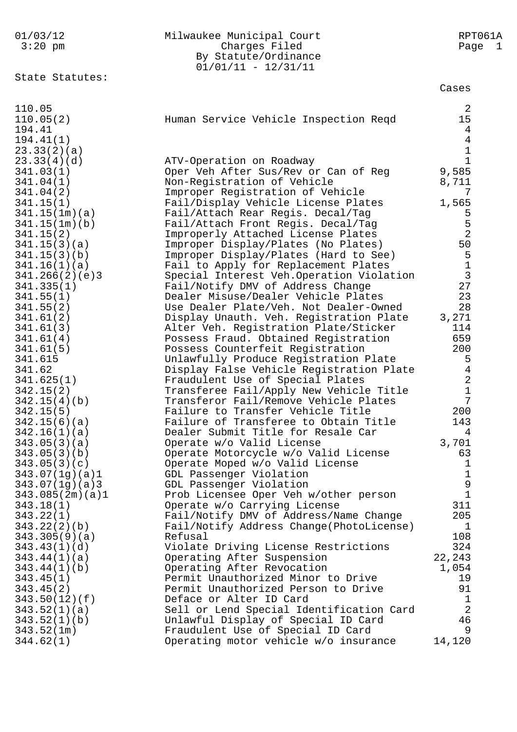Milwaukee Municipal Court
Charges Filed
By Statute/Ordinance
01/01/11 - 12/31/11

01/03/12 3:20 pm — RPT061A

## State Statutes:

| Statute | Description | Cases |
|---|---|---|
| 110.05 | | 2 |
| 110.05(2) | Human Service Vehicle Inspection Reqd | 15 |
| 194.41 | | 4 |
| 194.41(1) | | 4 |
| 23.33(2)(a) | | 1 |
| 23.33(4)(d) | ATV-Operation on Roadway | 1 |
| 341.03(1) | Oper Veh After Sus/Rev or Can of Reg | 9,585 |
| 341.04(1) | Non-Registration of Vehicle | 8,711 |
| 341.04(2) | Improper Registration of Vehicle | 7 |
| 341.15(1) | Fail/Display Vehicle License Plates | 1,565 |
| 341.15(1m)(a) | Fail/Attach Rear Regis. Decal/Tag | 5 |
| 341.15(1m)(b) | Fail/Attach Front Regis. Decal/Tag | 5 |
| 341.15(2) | Improperly Attached License Plates | 2 |
| 341.15(3)(a) | Improper Display/Plates (No Plates) | 50 |
| 341.15(3)(b) | Improper Display/Plates (Hard to See) | 5 |
| 341.16(1)(a) | Fail to Apply for Replacement Plates | 1 |
| 341.266(2)(e)3 | Special Interest Veh.Operation Violation | 3 |
| 341.335(1) | Fail/Notify DMV of Address Change | 27 |
| 341.55(1) | Dealer Misuse/Dealer Vehicle Plates | 23 |
| 341.55(2) | Use Dealer Plate/Veh. Not Dealer-Owned | 28 |
| 341.61(2) | Display Unauth. Veh. Registration Plate | 3,271 |
| 341.61(3) | Alter Veh. Registration Plate/Sticker | 114 |
| 341.61(4) | Possess Fraud. Obtained Registration | 659 |
| 341.61(5) | Possess Counterfeit Registration | 200 |
| 341.615 | Unlawfully Produce Registration Plate | 5 |
| 341.62 | Display False Vehicle Registration Plate | 4 |
| 341.625(1) | Fraudulent Use of Special Plates | 2 |
| 342.15(2) | Transferee Fail/Apply New Vehicle Title | 1 |
| 342.15(4)(b) | Transferor Fail/Remove Vehicle Plates | 7 |
| 342.15(5) | Failure to Transfer Vehicle Title | 200 |
| 342.15(6)(a) | Failure of Transferee to Obtain Title | 143 |
| 342.16(1)(a) | Dealer Submit Title for Resale Car | 4 |
| 343.05(3)(a) | Operate w/o Valid License | 3,701 |
| 343.05(3)(b) | Operate Motorcycle w/o Valid License | 63 |
| 343.05(3)(c) | Operate Moped w/o Valid License | 1 |
| 343.07(1g)(a)1 | GDL Passenger Violation | 1 |
| 343.07(1g)(a)3 | GDL Passenger Violation | 9 |
| 343.085(2m)(a)1 | Prob Licensee Oper Veh w/other person | 1 |
| 343.18(1) | Operate w/o Carrying License | 311 |
| 343.22(1) | Fail/Notify DMV of Address/Name Change | 205 |
| 343.22(2)(b) | Fail/Notify Address Change(PhotoLicense) | 1 |
| 343.305(9)(a) | Refusal | 108 |
| 343.43(1)(d) | Violate Driving License Restrictions | 324 |
| 343.44(1)(a) | Operating After Suspension | 22,243 |
| 343.44(1)(b) | Operating After Revocation | 1,054 |
| 343.45(1) | Permit Unauthorized Minor to Drive | 19 |
| 343.45(2) | Permit Unauthorized Person to Drive | 91 |
| 343.50(12)(f) | Deface or Alter ID Card | 1 |
| 343.52(1)(a) | Sell or Lend Special Identification Card | 2 |
| 343.52(1)(b) | Unlawful Display of Special ID Card | 46 |
| 343.52(1m) | Fraudulent Use of Special ID Card | 9 |
| 344.62(1) | Operating motor vehicle w/o insurance | 14,120 |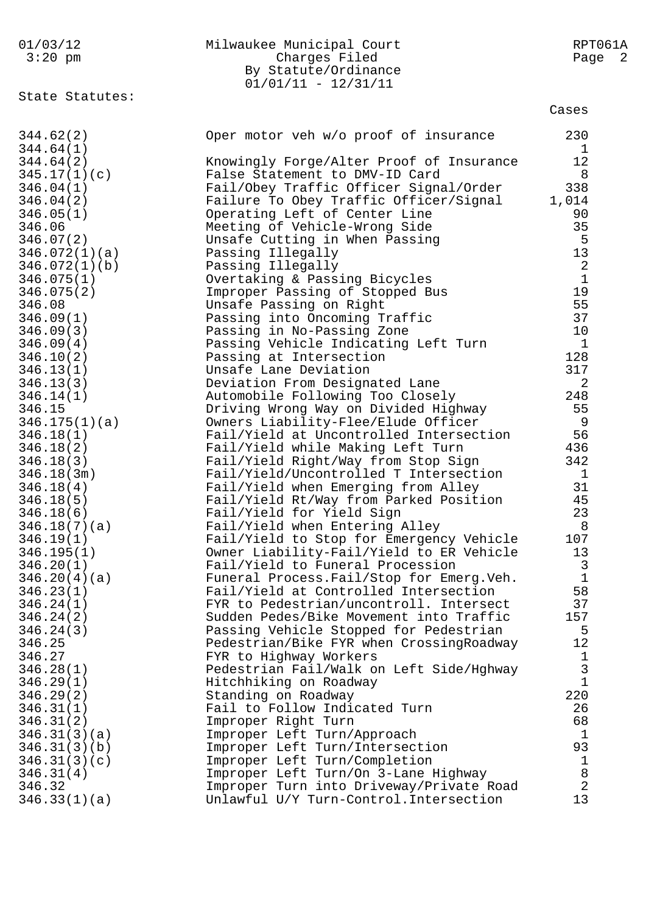01/03/12 3:20 pm

Milwaukee Municipal Court
Charges Filed
By Statute/Ordinance
01/01/11 - 12/31/11

RPT061A

State Statutes:

| Statute | Description | Cases |
|---|---|---|
| 344.62(2) | Oper motor veh w/o proof of insurance | 230 |
| 344.64(1) | | 1 |
| 344.64(2) | Knowingly Forge/Alter Proof of Insurance | 12 |
| 345.17(1)(c) | False Statement to DMV-ID Card | 8 |
| 346.04(1) | Fail/Obey Traffic Officer Signal/Order | 338 |
| 346.04(2) | Failure To Obey Traffic Officer/Signal | 1,014 |
| 346.05(1) | Operating Left of Center Line | 90 |
| 346.06 | Meeting of Vehicle-Wrong Side | 35 |
| 346.07(2) | Unsafe Cutting in When Passing | 5 |
| 346.072(1)(a) | Passing Illegally | 13 |
| 346.072(1)(b) | Passing Illegally | 2 |
| 346.075(1) | Overtaking & Passing Bicycles | 1 |
| 346.075(2) | Improper Passing of Stopped Bus | 19 |
| 346.08 | Unsafe Passing on Right | 55 |
| 346.09(1) | Passing into Oncoming Traffic | 37 |
| 346.09(3) | Passing in No-Passing Zone | 10 |
| 346.09(4) | Passing Vehicle Indicating Left Turn | 1 |
| 346.10(2) | Passing at Intersection | 128 |
| 346.13(1) | Unsafe Lane Deviation | 317 |
| 346.13(3) | Deviation From Designated Lane | 2 |
| 346.14(1) | Automobile Following Too Closely | 248 |
| 346.15 | Driving Wrong Way on Divided Highway | 55 |
| 346.175(1)(a) | Owners Liability-Flee/Elude Officer | 9 |
| 346.18(1) | Fail/Yield at Uncontrolled Intersection | 56 |
| 346.18(2) | Fail/Yield while Making Left Turn | 436 |
| 346.18(3) | Fail/Yield Right/Way from Stop Sign | 342 |
| 346.18(3m) | Fail/Yield/Uncontrolled T Intersection | 1 |
| 346.18(4) | Fail/Yield when Emerging from Alley | 31 |
| 346.18(5) | Fail/Yield Rt/Way from Parked Position | 45 |
| 346.18(6) | Fail/Yield for Yield Sign | 23 |
| 346.18(7)(a) | Fail/Yield when Entering Alley | 8 |
| 346.19(1) | Fail/Yield to Stop for Emergency Vehicle | 107 |
| 346.195(1) | Owner Liability-Fail/Yield to ER Vehicle | 13 |
| 346.20(1) | Fail/Yield to Funeral Procession | 3 |
| 346.20(4)(a) | Funeral Process.Fail/Stop for Emerg.Veh. | 1 |
| 346.23(1) | Fail/Yield at Controlled Intersection | 58 |
| 346.24(1) | FYR to Pedestrian/uncontroll. Intersect | 37 |
| 346.24(2) | Sudden Pedes/Bike Movement into Traffic | 157 |
| 346.24(3) | Passing Vehicle Stopped for Pedestrian | 5 |
| 346.25 | Pedestrian/Bike FYR when CrossingRoadway | 12 |
| 346.27 | FYR to Highway Workers | 1 |
| 346.28(1) | Pedestrian Fail/Walk on Left Side/Hghway | 3 |
| 346.29(1) | Hitchhiking on Roadway | 1 |
| 346.29(2) | Standing on Roadway | 220 |
| 346.31(1) | Fail to Follow Indicated Turn | 26 |
| 346.31(2) | Improper Right Turn | 68 |
| 346.31(3)(a) | Improper Left Turn/Approach | 1 |
| 346.31(3)(b) | Improper Left Turn/Intersection | 93 |
| 346.31(3)(c) | Improper Left Turn/Completion | 1 |
| 346.31(4) | Improper Left Turn/On 3-Lane Highway | 8 |
| 346.32 | Improper Turn into Driveway/Private Road | 2 |
| 346.33(1)(a) | Unlawful U/Y Turn-Control.Intersection | 13 |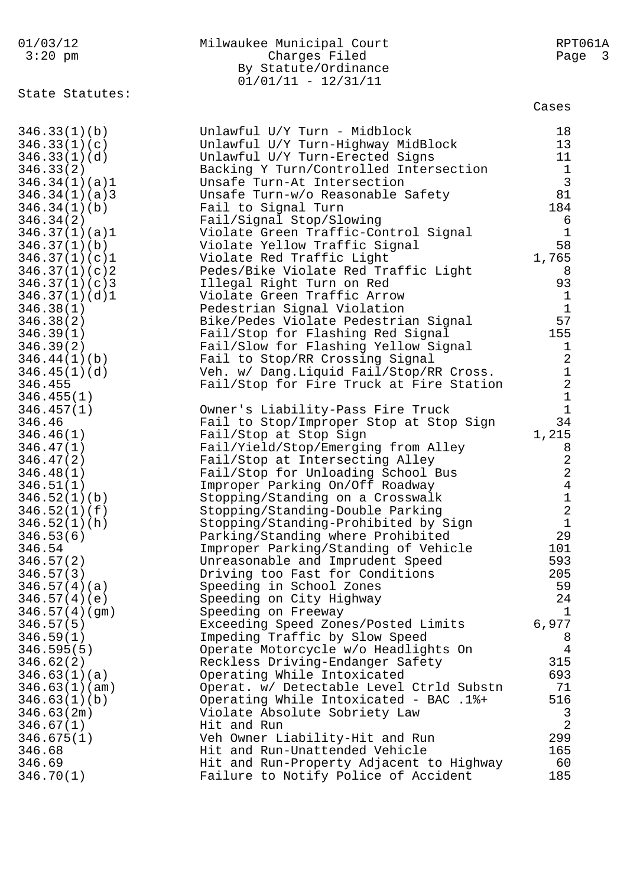Milwaukee Municipal Court
Charges Filed
By Statute/Ordinance
01/01/11 - 12/31/11

State Statutes:

| Statute | Description | Cases |
|---|---|---|
| 346.33(1)(b) | Unlawful U/Y Turn - Midblock | 18 |
| 346.33(1)(c) | Unlawful U/Y Turn-Highway MidBlock | 13 |
| 346.33(1)(d) | Unlawful U/Y Turn-Erected Signs | 11 |
| 346.33(2) | Backing Y Turn/Controlled Intersection | 1 |
| 346.34(1)(a)1 | Unsafe Turn-At Intersection | 3 |
| 346.34(1)(a)3 | Unsafe Turn-w/o Reasonable Safety | 81 |
| 346.34(1)(b) | Fail to Signal Turn | 184 |
| 346.34(2) | Fail/Signal Stop/Slowing | 6 |
| 346.37(1)(a)1 | Violate Green Traffic-Control Signal | 1 |
| 346.37(1)(b) | Violate Yellow Traffic Signal | 58 |
| 346.37(1)(c)1 | Violate Red Traffic Light | 1,765 |
| 346.37(1)(c)2 | Pedes/Bike Violate Red Traffic Light | 8 |
| 346.37(1)(c)3 | Illegal Right Turn on Red | 93 |
| 346.37(1)(d)1 | Violate Green Traffic Arrow | 1 |
| 346.38(1) | Pedestrian Signal Violation | 1 |
| 346.38(2) | Bike/Pedes Violate Pedestrian Signal | 57 |
| 346.39(1) | Fail/Stop for Flashing Red Signal | 155 |
| 346.39(2) | Fail/Slow for Flashing Yellow Signal | 1 |
| 346.44(1)(b) | Fail to Stop/RR Crossing Signal | 2 |
| 346.45(1)(d) | Veh. w/ Dang.Liquid Fail/Stop/RR Cross. | 1 |
| 346.455 | Fail/Stop for Fire Truck at Fire Station | 2 |
| 346.455(1) | | 1 |
| 346.457(1) | Owner's Liability-Pass Fire Truck | 1 |
| 346.46 | Fail to Stop/Improper Stop at Stop Sign | 34 |
| 346.46(1) | Fail/Stop at Stop Sign | 1,215 |
| 346.47(1) | Fail/Yield/Stop/Emerging from Alley | 8 |
| 346.47(2) | Fail/Stop at Intersecting Alley | 2 |
| 346.48(1) | Fail/Stop for Unloading School Bus | 2 |
| 346.51(1) | Improper Parking On/Off Roadway | 4 |
| 346.52(1)(b) | Stopping/Standing on a Crosswalk | 1 |
| 346.52(1)(f) | Stopping/Standing-Double Parking | 2 |
| 346.52(1)(h) | Stopping/Standing-Prohibited by Sign | 1 |
| 346.53(6) | Parking/Standing where Prohibited | 29 |
| 346.54 | Improper Parking/Standing of Vehicle | 101 |
| 346.57(2) | Unreasonable and Imprudent Speed | 593 |
| 346.57(3) | Driving too Fast for Conditions | 205 |
| 346.57(4)(a) | Speeding in School Zones | 59 |
| 346.57(4)(e) | Speeding on City Highway | 24 |
| 346.57(4)(gm) | Speeding on Freeway | 1 |
| 346.57(5) | Exceeding Speed Zones/Posted Limits | 6,977 |
| 346.59(1) | Impeding Traffic by Slow Speed | 8 |
| 346.595(5) | Operate Motorcycle w/o Headlights On | 4 |
| 346.62(2) | Reckless Driving-Endanger Safety | 315 |
| 346.63(1)(a) | Operating While Intoxicated | 693 |
| 346.63(1)(am) | Operat. w/ Detectable Level Ctrld Substn | 71 |
| 346.63(1)(b) | Operating While Intoxicated - BAC .1%+ | 516 |
| 346.63(2m) | Violate Absolute Sobriety Law | 3 |
| 346.67(1) | Hit and Run | 2 |
| 346.675(1) | Veh Owner Liability-Hit and Run | 299 |
| 346.68 | Hit and Run-Unattended Vehicle | 165 |
| 346.69 | Hit and Run-Property Adjacent to Highway | 60 |
| 346.70(1) | Failure to Notify Police of Accident | 185 |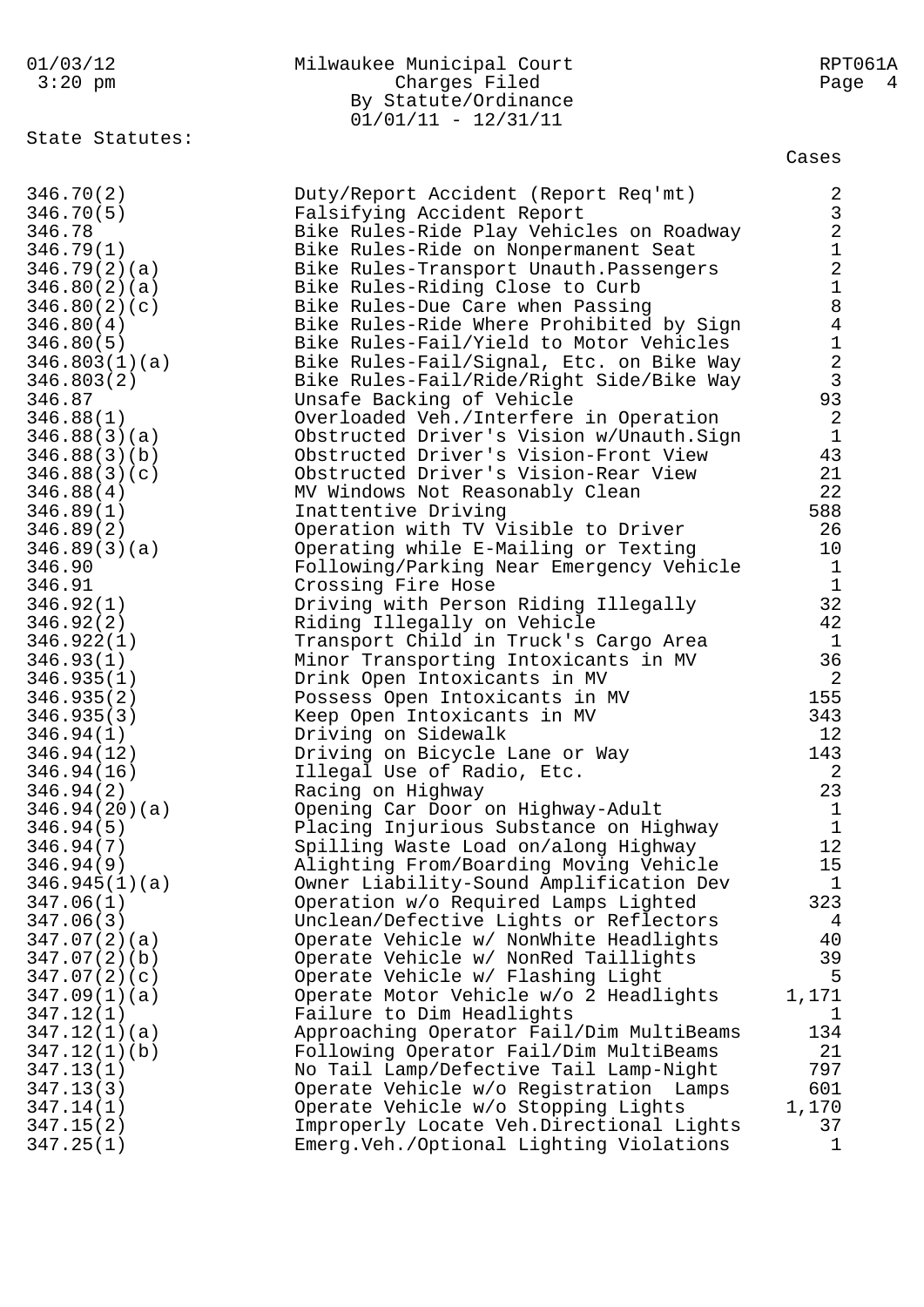Milwaukee Municipal Court
Charges Filed
By Statute/Ordinance
01/01/11 - 12/31/11

State Statutes:

| Statute | Description | Cases |
|---|---|---|
| 346.70(2) | Duty/Report Accident (Report Req'mt) | 2 |
| 346.70(5) | Falsifying Accident Report | 3 |
| 346.78 | Bike Rules-Ride Play Vehicles on Roadway | 2 |
| 346.79(1) | Bike Rules-Ride on Nonpermanent Seat | 1 |
| 346.79(2)(a) | Bike Rules-Transport Unauth.Passengers | 2 |
| 346.80(2)(a) | Bike Rules-Riding Close to Curb | 1 |
| 346.80(2)(c) | Bike Rules-Due Care when Passing | 8 |
| 346.80(4) | Bike Rules-Ride Where Prohibited by Sign | 4 |
| 346.80(5) | Bike Rules-Fail/Yield to Motor Vehicles | 1 |
| 346.803(1)(a) | Bike Rules-Fail/Signal, Etc. on Bike Way | 2 |
| 346.803(2) | Bike Rules-Fail/Ride/Right Side/Bike Way | 3 |
| 346.87 | Unsafe Backing of Vehicle | 93 |
| 346.88(1) | Overloaded Veh./Interfere in Operation | 2 |
| 346.88(3)(a) | Obstructed Driver's Vision w/Unauth.Sign | 1 |
| 346.88(3)(b) | Obstructed Driver's Vision-Front View | 43 |
| 346.88(3)(c) | Obstructed Driver's Vision-Rear View | 21 |
| 346.88(4) | MV Windows Not Reasonably Clean | 22 |
| 346.89(1) | Inattentive Driving | 588 |
| 346.89(2) | Operation with TV Visible to Driver | 26 |
| 346.89(3)(a) | Operating while E-Mailing or Texting | 10 |
| 346.90 | Following/Parking Near Emergency Vehicle | 1 |
| 346.91 | Crossing Fire Hose | 1 |
| 346.92(1) | Driving with Person Riding Illegally | 32 |
| 346.92(2) | Riding Illegally on Vehicle | 42 |
| 346.922(1) | Transport Child in Truck's Cargo Area | 1 |
| 346.93(1) | Minor Transporting Intoxicants in MV | 36 |
| 346.935(1) | Drink Open Intoxicants in MV | 2 |
| 346.935(2) | Possess Open Intoxicants in MV | 155 |
| 346.935(3) | Keep Open Intoxicants in MV | 343 |
| 346.94(1) | Driving on Sidewalk | 12 |
| 346.94(12) | Driving on Bicycle Lane or Way | 143 |
| 346.94(16) | Illegal Use of Radio, Etc. | 2 |
| 346.94(2) | Racing on Highway | 23 |
| 346.94(20)(a) | Opening Car Door on Highway-Adult | 1 |
| 346.94(5) | Placing Injurious Substance on Highway | 1 |
| 346.94(7) | Spilling Waste Load on/along Highway | 12 |
| 346.94(9) | Alighting From/Boarding Moving Vehicle | 15 |
| 346.945(1)(a) | Owner Liability-Sound Amplification Dev | 1 |
| 347.06(1) | Operation w/o Required Lamps Lighted | 323 |
| 347.06(3) | Unclean/Defective Lights or Reflectors | 4 |
| 347.07(2)(a) | Operate Vehicle w/ NonWhite Headlights | 40 |
| 347.07(2)(b) | Operate Vehicle w/ NonRed Taillights | 39 |
| 347.07(2)(c) | Operate Vehicle w/ Flashing Light | 5 |
| 347.09(1)(a) | Operate Motor Vehicle w/o 2 Headlights | 1,171 |
| 347.12(1) | Failure to Dim Headlights | 1 |
| 347.12(1)(a) | Approaching Operator Fail/Dim MultiBeams | 134 |
| 347.12(1)(b) | Following Operator Fail/Dim MultiBeams | 21 |
| 347.13(1) | No Tail Lamp/Defective Tail Lamp-Night | 797 |
| 347.13(3) | Operate Vehicle w/o Registration Lamps | 601 |
| 347.14(1) | Operate Vehicle w/o Stopping Lights | 1,170 |
| 347.15(2) | Improperly Locate Veh.Directional Lights | 37 |
| 347.25(1) | Emerg.Veh./Optional Lighting Violations | 1 |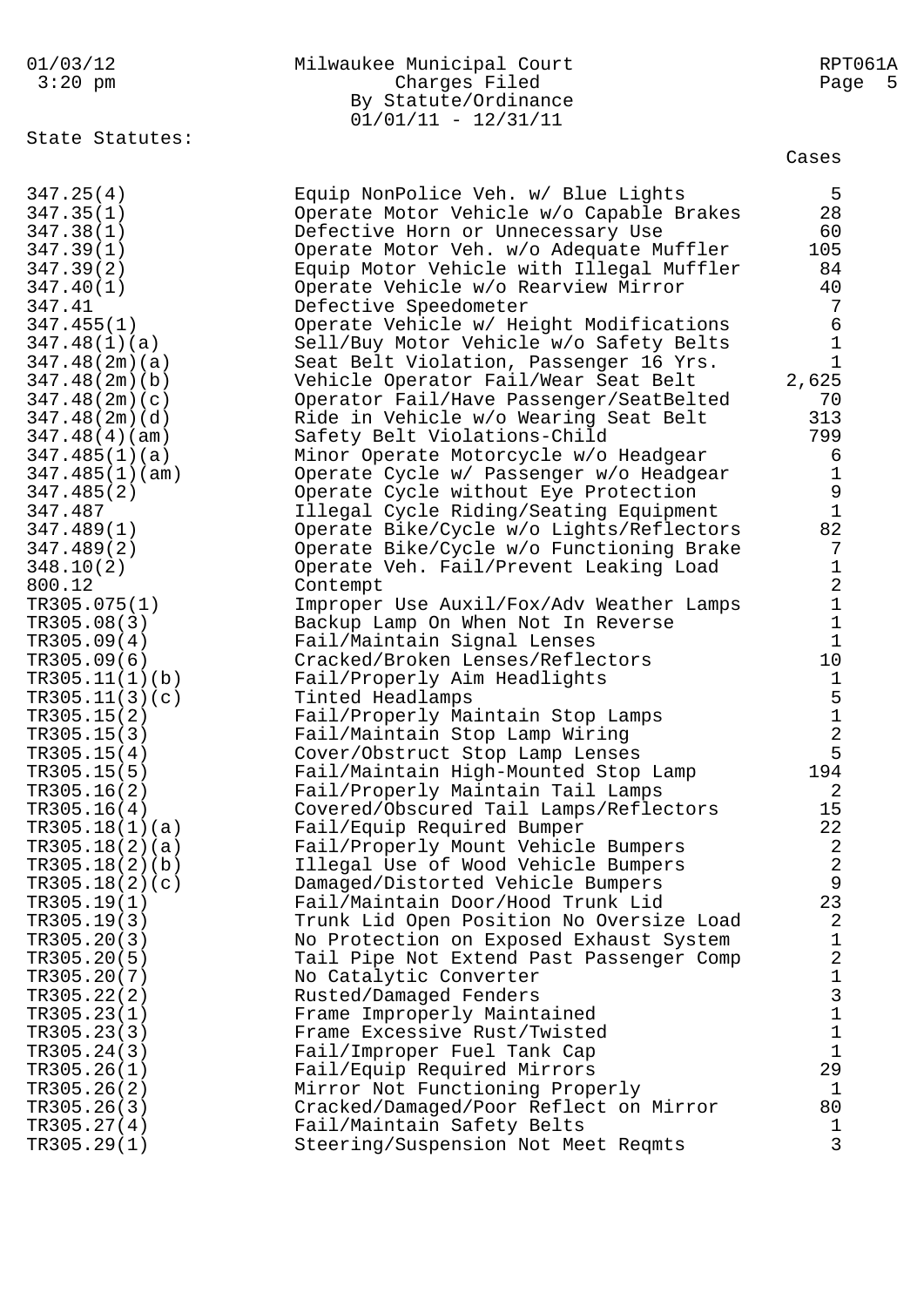Milwaukee Municipal Court
Charges Filed
By Statute/Ordinance
01/01/11 - 12/31/11

State Statutes:

| Statute | Description | Cases |
|---|---|---|
| 347.25(4) | Equip NonPolice Veh. w/ Blue Lights | 5 |
| 347.35(1) | Operate Motor Vehicle w/o Capable Brakes | 28 |
| 347.38(1) | Defective Horn or Unnecessary Use | 60 |
| 347.39(1) | Operate Motor Veh. w/o Adequate Muffler | 105 |
| 347.39(2) | Equip Motor Vehicle with Illegal Muffler | 84 |
| 347.40(1) | Operate Vehicle w/o Rearview Mirror | 40 |
| 347.41 | Defective Speedometer | 7 |
| 347.455(1) | Operate Vehicle w/ Height Modifications | 6 |
| 347.48(1)(a) | Sell/Buy Motor Vehicle w/o Safety Belts | 1 |
| 347.48(2m)(a) | Seat Belt Violation, Passenger 16 Yrs. | 1 |
| 347.48(2m)(b) | Vehicle Operator Fail/Wear Seat Belt | 2,625 |
| 347.48(2m)(c) | Operator Fail/Have Passenger/SeatBelted | 70 |
| 347.48(2m)(d) | Ride in Vehicle w/o Wearing Seat Belt | 313 |
| 347.48(4)(am) | Safety Belt Violations-Child | 799 |
| 347.485(1)(a) | Minor Operate Motorcycle w/o Headgear | 6 |
| 347.485(1)(am) | Operate Cycle w/ Passenger w/o Headgear | 1 |
| 347.485(2) | Operate Cycle without Eye Protection | 9 |
| 347.487 | Illegal Cycle Riding/Seating Equipment | 1 |
| 347.489(1) | Operate Bike/Cycle w/o Lights/Reflectors | 82 |
| 347.489(2) | Operate Bike/Cycle w/o Functioning Brake | 7 |
| 348.10(2) | Operate Veh. Fail/Prevent Leaking Load | 1 |
| 800.12 | Contempt | 2 |
| TR305.075(1) | Improper Use Auxil/Fox/Adv Weather Lamps | 1 |
| TR305.08(3) | Backup Lamp On When Not In Reverse | 1 |
| TR305.09(4) | Fail/Maintain Signal Lenses | 1 |
| TR305.09(6) | Cracked/Broken Lenses/Reflectors | 10 |
| TR305.11(1)(b) | Fail/Properly Aim Headlights | 1 |
| TR305.11(3)(c) | Tinted Headlamps | 5 |
| TR305.15(2) | Fail/Properly Maintain Stop Lamps | 1 |
| TR305.15(3) | Fail/Maintain Stop Lamp Wiring | 2 |
| TR305.15(4) | Cover/Obstruct Stop Lamp Lenses | 5 |
| TR305.15(5) | Fail/Maintain High-Mounted Stop Lamp | 194 |
| TR305.16(2) | Fail/Properly Maintain Tail Lamps | 2 |
| TR305.16(4) | Covered/Obscured Tail Lamps/Reflectors | 15 |
| TR305.18(1)(a) | Fail/Equip Required Bumper | 22 |
| TR305.18(2)(a) | Fail/Properly Mount Vehicle Bumpers | 2 |
| TR305.18(2)(b) | Illegal Use of Wood Vehicle Bumpers | 2 |
| TR305.18(2)(c) | Damaged/Distorted Vehicle Bumpers | 9 |
| TR305.19(1) | Fail/Maintain Door/Hood Trunk Lid | 23 |
| TR305.19(3) | Trunk Lid Open Position No Oversize Load | 2 |
| TR305.20(3) | No Protection on Exposed Exhaust System | 1 |
| TR305.20(5) | Tail Pipe Not Extend Past Passenger Comp | 2 |
| TR305.20(7) | No Catalytic Converter | 1 |
| TR305.22(2) | Rusted/Damaged Fenders | 3 |
| TR305.23(1) | Frame Improperly Maintained | 1 |
| TR305.23(3) | Frame Excessive Rust/Twisted | 1 |
| TR305.24(3) | Fail/Improper Fuel Tank Cap | 1 |
| TR305.26(1) | Fail/Equip Required Mirrors | 29 |
| TR305.26(2) | Mirror Not Functioning Properly | 1 |
| TR305.26(3) | Cracked/Damaged/Poor Reflect on Mirror | 80 |
| TR305.27(4) | Fail/Maintain Safety Belts | 1 |
| TR305.29(1) | Steering/Suspension Not Meet Reqmts | 3 |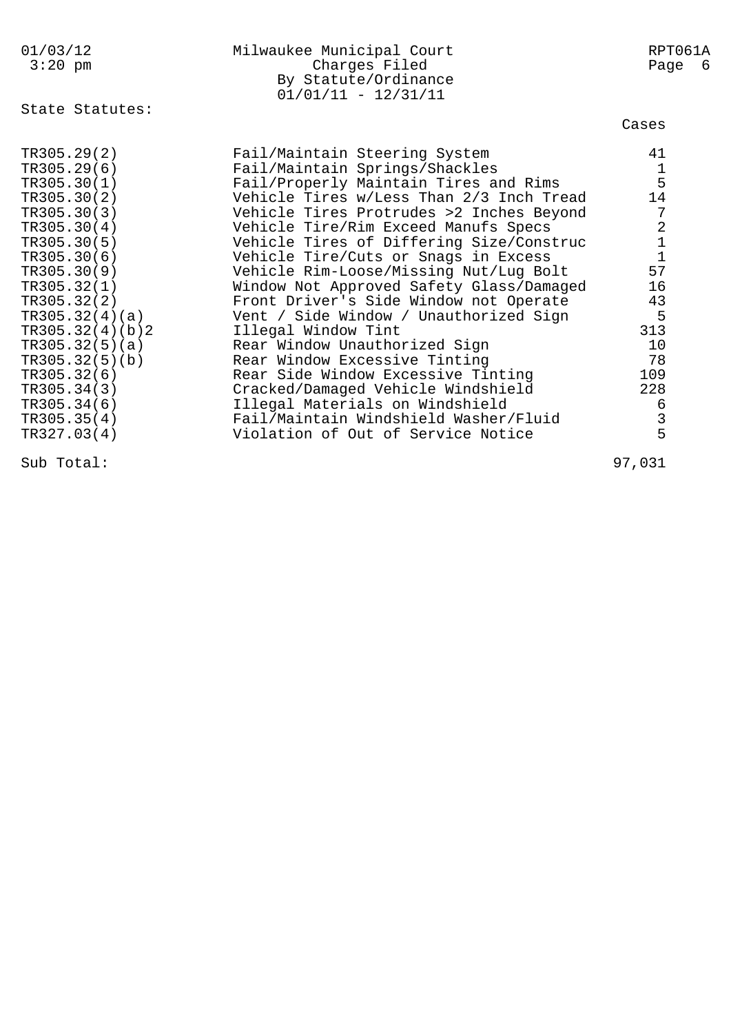Milwaukee Municipal Court
Charges Filed
By Statute/Ordinance
01/01/11 - 12/31/11

State Statutes:

| | | Cases |
|---|---|---|
| TR305.29(2) | Fail/Maintain Steering System | 41 |
| TR305.29(6) | Fail/Maintain Springs/Shackles | 1 |
| TR305.30(1) | Fail/Properly Maintain Tires and Rims | 5 |
| TR305.30(2) | Vehicle Tires w/Less Than 2/3 Inch Tread | 14 |
| TR305.30(3) | Vehicle Tires Protrudes >2 Inches Beyond | 7 |
| TR305.30(4) | Vehicle Tire/Rim Exceed Manufs Specs | 2 |
| TR305.30(5) | Vehicle Tires of Differing Size/Construc | 1 |
| TR305.30(6) | Vehicle Tire/Cuts or Snags in Excess | 1 |
| TR305.30(9) | Vehicle Rim-Loose/Missing Nut/Lug Bolt | 57 |
| TR305.32(1) | Window Not Approved Safety Glass/Damaged | 16 |
| TR305.32(2) | Front Driver's Side Window not Operate | 43 |
| TR305.32(4)(a) | Vent / Side Window / Unauthorized Sign | 5 |
| TR305.32(4)(b)2 | Illegal Window Tint | 313 |
| TR305.32(5)(a) | Rear Window Unauthorized Sign | 10 |
| TR305.32(5)(b) | Rear Window Excessive Tinting | 78 |
| TR305.32(6) | Rear Side Window Excessive Tinting | 109 |
| TR305.34(3) | Cracked/Damaged Vehicle Windshield | 228 |
| TR305.34(6) | Illegal Materials on Windshield | 6 |
| TR305.35(4) | Fail/Maintain Windshield Washer/Fluid | 3 |
| TR327.03(4) | Violation of Out of Service Notice | 5 |
| Sub Total: | | 97,031 |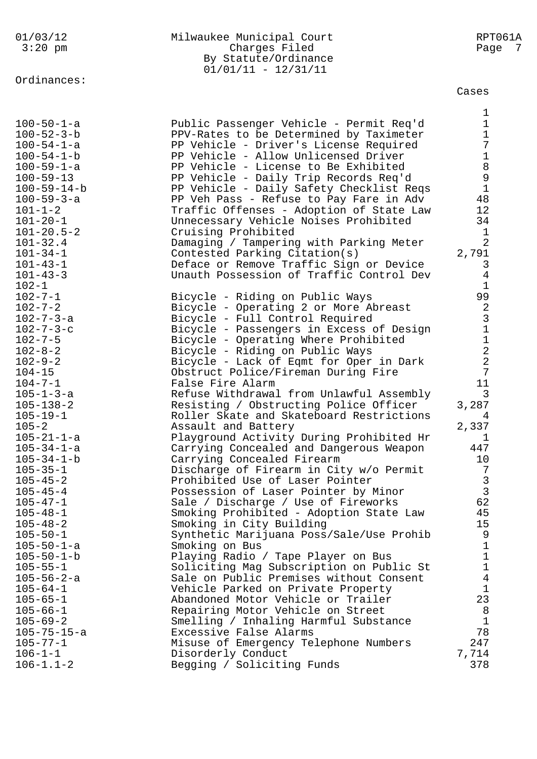Milwaukee Municipal Court
Charges Filed
By Statute/Ordinance
01/01/11 - 12/31/11

Ordinances:

| Ordinance | Description | Cases |
|---|---|---|
| | | 1 |
| 100-50-1-a | Public Passenger Vehicle - Permit Req'd | 1 |
| 100-52-3-b | PPV-Rates to be Determined by Taximeter | 1 |
| 100-54-1-a | PP Vehicle - Driver's License Required | 7 |
| 100-54-1-b | PP Vehicle - Allow Unlicensed Driver | 1 |
| 100-59-1-a | PP Vehicle - License to Be Exhibited | 8 |
| 100-59-13 | PP Vehicle - Daily Trip Records Req'd | 9 |
| 100-59-14-b | PP Vehicle - Daily Safety Checklist Reqs | 1 |
| 100-59-3-a | PP Veh Pass - Refuse to Pay Fare in Adv | 48 |
| 101-1-2 | Traffic Offenses - Adoption of State Law | 12 |
| 101-20-1 | Unnecessary Vehicle Noises Prohibited | 34 |
| 101-20.5-2 | Cruising Prohibited | 1 |
| 101-32.4 | Damaging / Tampering with Parking Meter | 2 |
| 101-34-1 | Contested Parking Citation(s) | 2,791 |
| 101-43-1 | Deface or Remove Traffic Sign or Device | 3 |
| 101-43-3 | Unauth Possession of Traffic Control Dev | 4 |
| 102-1 | | 1 |
| 102-7-1 | Bicycle - Riding on Public Ways | 99 |
| 102-7-2 | Bicycle - Operating 2 or More Abreast | 2 |
| 102-7-3-a | Bicycle - Full Control Required | 3 |
| 102-7-3-c | Bicycle - Passengers in Excess of Design | 1 |
| 102-7-5 | Bicycle - Operating Where Prohibited | 1 |
| 102-8-2 | Bicycle - Riding on Public Ways | 2 |
| 102-9-2 | Bicycle - Lack of Eqmt for Oper in Dark | 2 |
| 104-15 | Obstruct Police/Fireman During Fire | 7 |
| 104-7-1 | False Fire Alarm | 11 |
| 105-1-3-a | Refuse Withdrawal from Unlawful Assembly | 3 |
| 105-138-2 | Resisting / Obstructing Police Officer | 3,287 |
| 105-19-1 | Roller Skate and Skateboard Restrictions | 4 |
| 105-2 | Assault and Battery | 2,337 |
| 105-21-1-a | Playground Activity During Prohibited Hr | 1 |
| 105-34-1-a | Carrying Concealed and Dangerous Weapon | 447 |
| 105-34-1-b | Carrying Concealed Firearm | 10 |
| 105-35-1 | Discharge of Firearm in City w/o Permit | 7 |
| 105-45-2 | Prohibited Use of Laser Pointer | 3 |
| 105-45-4 | Possession of Laser Pointer by Minor | 3 |
| 105-47-1 | Sale / Discharge / Use of Fireworks | 62 |
| 105-48-1 | Smoking Prohibited - Adoption State Law | 45 |
| 105-48-2 | Smoking in City Building | 15 |
| 105-50-1 | Synthetic Marijuana Poss/Sale/Use Prohib | 9 |
| 105-50-1-a | Smoking on Bus | 1 |
| 105-50-1-b | Playing Radio / Tape Player on Bus | 1 |
| 105-55-1 | Soliciting Mag Subscription on Public St | 1 |
| 105-56-2-a | Sale on Public Premises without Consent | 4 |
| 105-64-1 | Vehicle Parked on Private Property | 1 |
| 105-65-1 | Abandoned Motor Vehicle or Trailer | 23 |
| 105-66-1 | Repairing Motor Vehicle on Street | 8 |
| 105-69-2 | Smelling / Inhaling Harmful Substance | 1 |
| 105-75-15-a | Excessive False Alarms | 78 |
| 105-77-1 | Misuse of Emergency Telephone Numbers | 247 |
| 106-1-1 | Disorderly Conduct | 7,714 |
| 106-1.1-2 | Begging / Soliciting Funds | 378 |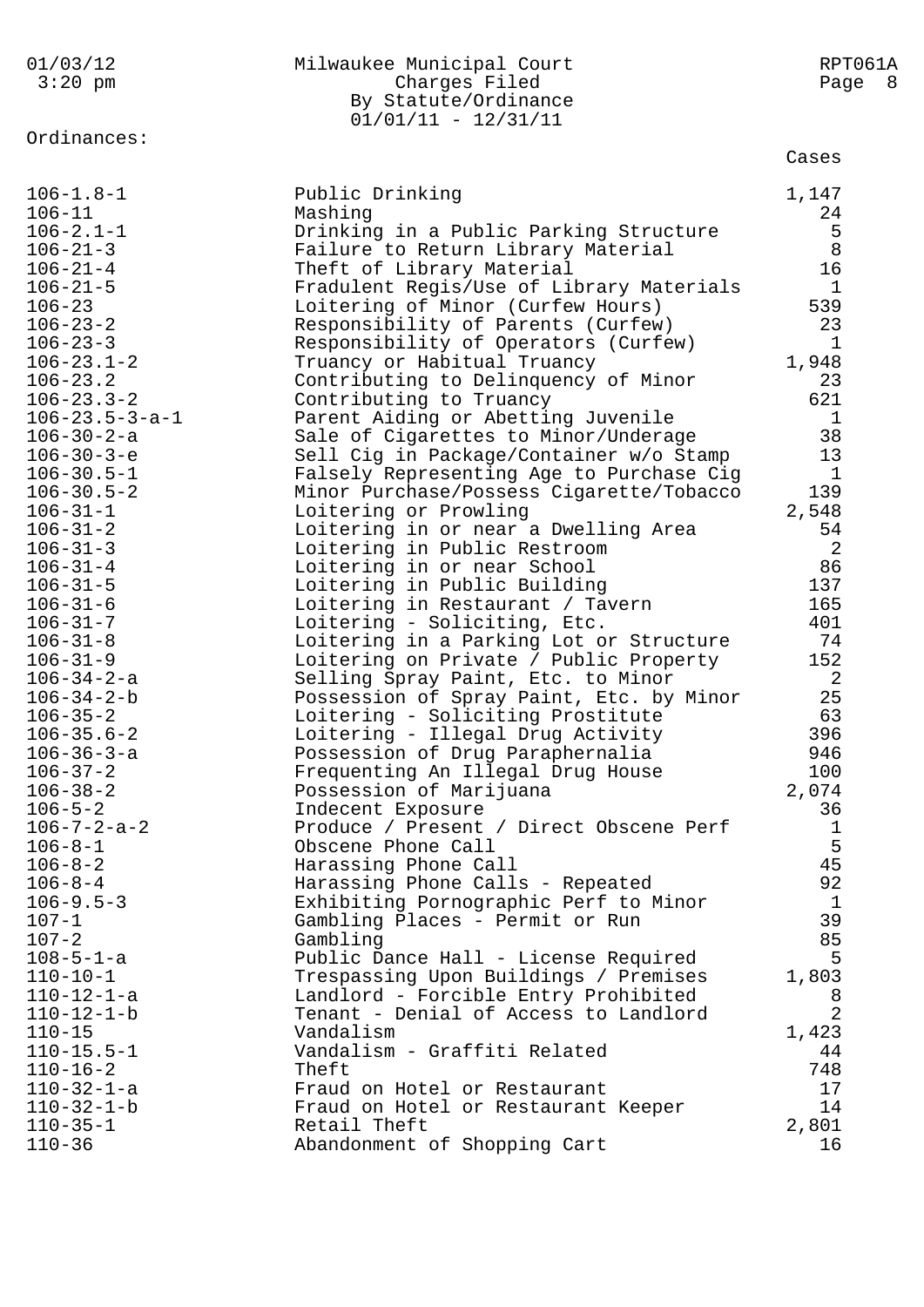Milwaukee Municipal Court
Charges Filed
By Statute/Ordinance
01/01/11 - 12/31/11

Ordinances:

| | | Cases |
|---|---|---|
| 106-1.8-1 | Public Drinking | 1,147 |
| 106-11 | Mashing | 24 |
| 106-2.1-1 | Drinking in a Public Parking Structure | 5 |
| 106-21-3 | Failure to Return Library Material | 8 |
| 106-21-4 | Theft of Library Material | 16 |
| 106-21-5 | Fradulent Regis/Use of Library Materials | 1 |
| 106-23 | Loitering of Minor (Curfew Hours) | 539 |
| 106-23-2 | Responsibility of Parents (Curfew) | 23 |
| 106-23-3 | Responsibility of Operators (Curfew) | 1 |
| 106-23.1-2 | Truancy or Habitual Truancy | 1,948 |
| 106-23.2 | Contributing to Delinquency of Minor | 23 |
| 106-23.3-2 | Contributing to Truancy | 621 |
| 106-23.5-3-a-1 | Parent Aiding or Abetting Juvenile | 1 |
| 106-30-2-a | Sale of Cigarettes to Minor/Underage | 38 |
| 106-30-3-e | Sell Cig in Package/Container w/o Stamp | 13 |
| 106-30.5-1 | Falsely Representing Age to Purchase Cig | 1 |
| 106-30.5-2 | Minor Purchase/Possess Cigarette/Tobacco | 139 |
| 106-31-1 | Loitering or Prowling | 2,548 |
| 106-31-2 | Loitering in or near a Dwelling Area | 54 |
| 106-31-3 | Loitering in Public Restroom | 2 |
| 106-31-4 | Loitering in or near School | 86 |
| 106-31-5 | Loitering in Public Building | 137 |
| 106-31-6 | Loitering in Restaurant / Tavern | 165 |
| 106-31-7 | Loitering - Soliciting, Etc. | 401 |
| 106-31-8 | Loitering in a Parking Lot or Structure | 74 |
| 106-31-9 | Loitering on Private / Public Property | 152 |
| 106-34-2-a | Selling Spray Paint, Etc. to Minor | 2 |
| 106-34-2-b | Possession of Spray Paint, Etc. by Minor | 25 |
| 106-35-2 | Loitering - Soliciting Prostitute | 63 |
| 106-35.6-2 | Loitering - Illegal Drug Activity | 396 |
| 106-36-3-a | Possession of Drug Paraphernalia | 946 |
| 106-37-2 | Frequenting An Illegal Drug House | 100 |
| 106-38-2 | Possession of Marijuana | 2,074 |
| 106-5-2 | Indecent Exposure | 36 |
| 106-7-2-a-2 | Produce / Present / Direct Obscene Perf | 1 |
| 106-8-1 | Obscene Phone Call | 5 |
| 106-8-2 | Harassing Phone Call | 45 |
| 106-8-4 | Harassing Phone Calls - Repeated | 92 |
| 106-9.5-3 | Exhibiting Pornographic Perf to Minor | 1 |
| 107-1 | Gambling Places - Permit or Run | 39 |
| 107-2 | Gambling | 85 |
| 108-5-1-a | Public Dance Hall - License Required | 5 |
| 110-10-1 | Trespassing Upon Buildings / Premises | 1,803 |
| 110-12-1-a | Landlord - Forcible Entry Prohibited | 8 |
| 110-12-1-b | Tenant - Denial of Access to Landlord | 2 |
| 110-15 | Vandalism | 1,423 |
| 110-15.5-1 | Vandalism - Graffiti Related | 44 |
| 110-16-2 | Theft | 748 |
| 110-32-1-a | Fraud on Hotel or Restaurant | 17 |
| 110-32-1-b | Fraud on Hotel or Restaurant Keeper | 14 |
| 110-35-1 | Retail Theft | 2,801 |
| 110-36 | Abandonment of Shopping Cart | 16 |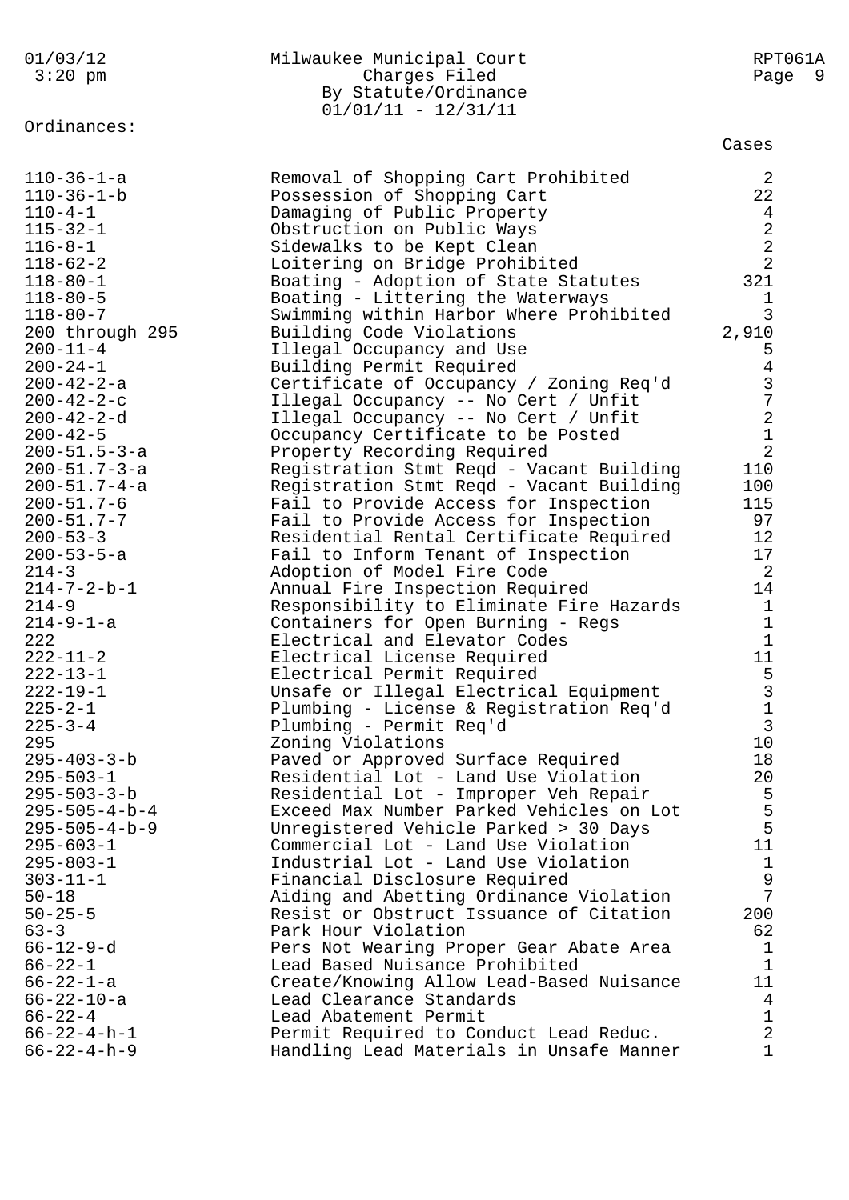01/03/12 3:20 pm

Milwaukee Municipal Court
Charges Filed
By Statute/Ordinance
01/01/11 - 12/31/11

RPT061A

Ordinances:

| | | Cases |
|---|---|---|
| 110-36-1-a | Removal of Shopping Cart Prohibited | 2 |
| 110-36-1-b | Possession of Shopping Cart | 22 |
| 110-4-1 | Damaging of Public Property | 4 |
| 115-32-1 | Obstruction on Public Ways | 2 |
| 116-8-1 | Sidewalks to be Kept Clean | 2 |
| 118-62-2 | Loitering on Bridge Prohibited | 2 |
| 118-80-1 | Boating - Adoption of State Statutes | 321 |
| 118-80-5 | Boating - Littering the Waterways | 1 |
| 118-80-7 | Swimming within Harbor Where Prohibited | 3 |
| 200 through 295 | Building Code Violations | 2,910 |
| 200-11-4 | Illegal Occupancy and Use | 5 |
| 200-24-1 | Building Permit Required | 4 |
| 200-42-2-a | Certificate of Occupancy / Zoning Req'd | 3 |
| 200-42-2-c | Illegal Occupancy -- No Cert / Unfit | 7 |
| 200-42-2-d | Illegal Occupancy -- No Cert / Unfit | 2 |
| 200-42-5 | Occupancy Certificate to be Posted | 1 |
| 200-51.5-3-a | Property Recording Required | 2 |
| 200-51.7-3-a | Registration Stmt Reqd - Vacant Building | 110 |
| 200-51.7-4-a | Registration Stmt Reqd - Vacant Building | 100 |
| 200-51.7-6 | Fail to Provide Access for Inspection | 115 |
| 200-51.7-7 | Fail to Provide Access for Inspection | 97 |
| 200-53-3 | Residential Rental Certificate Required | 12 |
| 200-53-5-a | Fail to Inform Tenant of Inspection | 17 |
| 214-3 | Adoption of Model Fire Code | 2 |
| 214-7-2-b-1 | Annual Fire Inspection Required | 14 |
| 214-9 | Responsibility to Eliminate Fire Hazards | 1 |
| 214-9-1-a | Containers for Open Burning - Regs | 1 |
| 222 | Electrical and Elevator Codes | 1 |
| 222-11-2 | Electrical License Required | 11 |
| 222-13-1 | Electrical Permit Required | 5 |
| 222-19-1 | Unsafe or Illegal Electrical Equipment | 3 |
| 225-2-1 | Plumbing - License & Registration Req'd | 1 |
| 225-3-4 | Plumbing - Permit Req'd | 3 |
| 295 | Zoning Violations | 10 |
| 295-403-3-b | Paved or Approved Surface Required | 18 |
| 295-503-1 | Residential Lot - Land Use Violation | 20 |
| 295-503-3-b | Residential Lot - Improper Veh Repair | 5 |
| 295-505-4-b-4 | Exceed Max Number Parked Vehicles on Lot | 5 |
| 295-505-4-b-9 | Unregistered Vehicle Parked > 30 Days | 5 |
| 295-603-1 | Commercial Lot - Land Use Violation | 11 |
| 295-803-1 | Industrial Lot - Land Use Violation | 1 |
| 303-11-1 | Financial Disclosure Required | 9 |
| 50-18 | Aiding and Abetting Ordinance Violation | 7 |
| 50-25-5 | Resist or Obstruct Issuance of Citation | 200 |
| 63-3 | Park Hour Violation | 62 |
| 66-12-9-d | Pers Not Wearing Proper Gear Abate Area | 1 |
| 66-22-1 | Lead Based Nuisance Prohibited | 1 |
| 66-22-1-a | Create/Knowing Allow Lead-Based Nuisance | 11 |
| 66-22-10-a | Lead Clearance Standards | 4 |
| 66-22-4 | Lead Abatement Permit | 1 |
| 66-22-4-h-1 | Permit Required to Conduct Lead Reduc. | 2 |
| 66-22-4-h-9 | Handling Lead Materials in Unsafe Manner | 1 |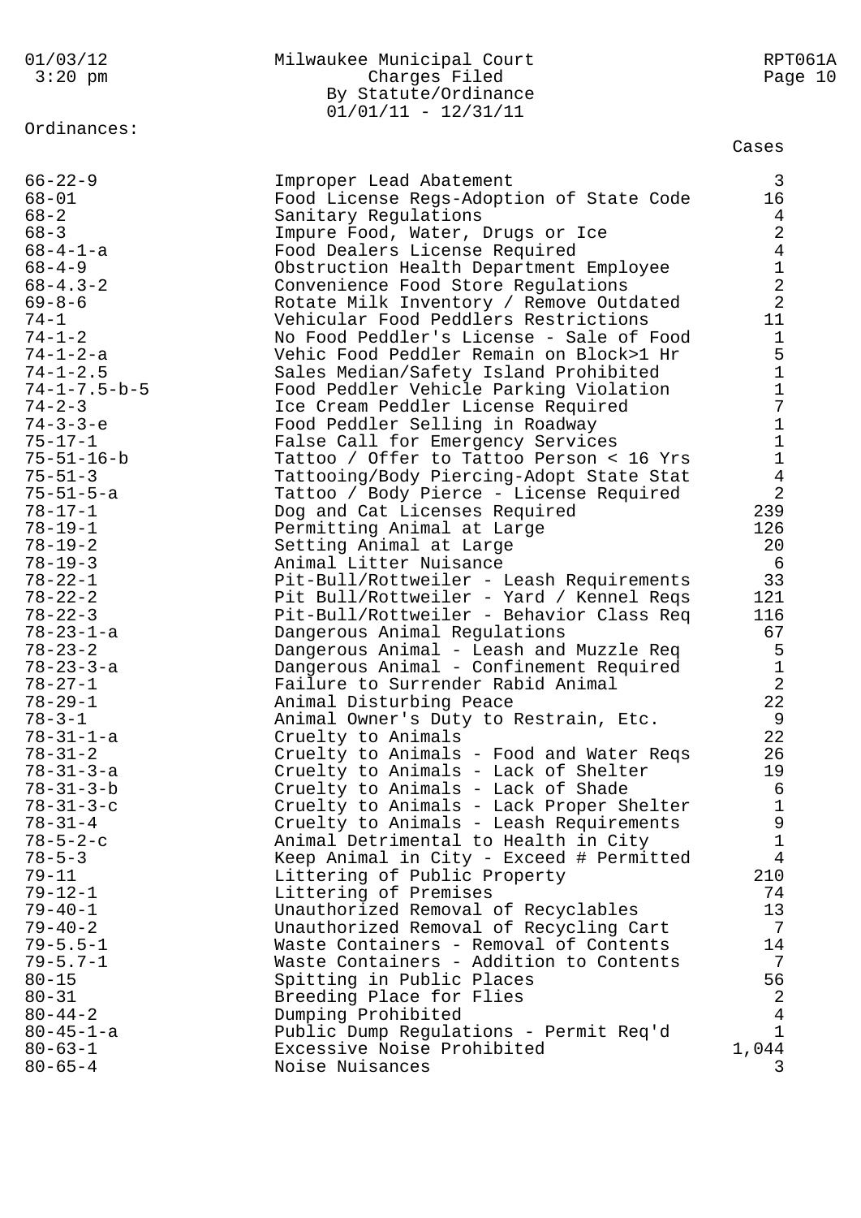Milwaukee Municipal Court
Charges Filed
By Statute/Ordinance
01/01/11 - 12/31/11

Ordinances:

| Ordinance | Description | Cases |
|---|---|---|
| 66-22-9 | Improper Lead Abatement | 3 |
| 68-01 | Food License Regs-Adoption of State Code | 16 |
| 68-2 | Sanitary Regulations | 4 |
| 68-3 | Impure Food, Water, Drugs or Ice | 2 |
| 68-4-1-a | Food Dealers License Required | 4 |
| 68-4-9 | Obstruction Health Department Employee | 1 |
| 68-4.3-2 | Convenience Food Store Regulations | 2 |
| 69-8-6 | Rotate Milk Inventory / Remove Outdated | 2 |
| 74-1 | Vehicular Food Peddlers Restrictions | 11 |
| 74-1-2 | No Food Peddler's License - Sale of Food | 1 |
| 74-1-2-a | Vehic Food Peddler Remain on Block>1 Hr | 5 |
| 74-1-2.5 | Sales Median/Safety Island Prohibited | 1 |
| 74-1-7.5-b-5 | Food Peddler Vehicle Parking Violation | 1 |
| 74-2-3 | Ice Cream Peddler License Required | 7 |
| 74-3-3-e | Food Peddler Selling in Roadway | 1 |
| 75-17-1 | False Call for Emergency Services | 1 |
| 75-51-16-b | Tattoo / Offer to Tattoo Person < 16 Yrs | 1 |
| 75-51-3 | Tattooing/Body Piercing-Adopt State Stat | 4 |
| 75-51-5-a | Tattoo / Body Pierce - License Required | 2 |
| 78-17-1 | Dog and Cat Licenses Required | 239 |
| 78-19-1 | Permitting Animal at Large | 126 |
| 78-19-2 | Setting Animal at Large | 20 |
| 78-19-3 | Animal Litter Nuisance | 6 |
| 78-22-1 | Pit-Bull/Rottweiler - Leash Requirements | 33 |
| 78-22-2 | Pit Bull/Rottweiler - Yard / Kennel Reqs | 121 |
| 78-22-3 | Pit-Bull/Rottweiler - Behavior Class Req | 116 |
| 78-23-1-a | Dangerous Animal Regulations | 67 |
| 78-23-2 | Dangerous Animal - Leash and Muzzle Req | 5 |
| 78-23-3-a | Dangerous Animal - Confinement Required | 1 |
| 78-27-1 | Failure to Surrender Rabid Animal | 2 |
| 78-29-1 | Animal Disturbing Peace | 22 |
| 78-3-1 | Animal Owner's Duty to Restrain, Etc. | 9 |
| 78-31-1-a | Cruelty to Animals | 22 |
| 78-31-2 | Cruelty to Animals - Food and Water Reqs | 26 |
| 78-31-3-a | Cruelty to Animals - Lack of Shelter | 19 |
| 78-31-3-b | Cruelty to Animals - Lack of Shade | 6 |
| 78-31-3-c | Cruelty to Animals - Lack Proper Shelter | 1 |
| 78-31-4 | Cruelty to Animals - Leash Requirements | 9 |
| 78-5-2-c | Animal Detrimental to Health in City | 1 |
| 78-5-3 | Keep Animal in City - Exceed # Permitted | 4 |
| 79-11 | Littering of Public Property | 210 |
| 79-12-1 | Littering of Premises | 74 |
| 79-40-1 | Unauthorized Removal of Recyclables | 13 |
| 79-40-2 | Unauthorized Removal of Recycling Cart | 7 |
| 79-5.5-1 | Waste Containers - Removal of Contents | 14 |
| 79-5.7-1 | Waste Containers - Addition to Contents | 7 |
| 80-15 | Spitting in Public Places | 56 |
| 80-31 | Breeding Place for Flies | 2 |
| 80-44-2 | Dumping Prohibited | 4 |
| 80-45-1-a | Public Dump Regulations - Permit Req'd | 1 |
| 80-63-1 | Excessive Noise Prohibited | 1,044 |
| 80-65-4 | Noise Nuisances | 3 |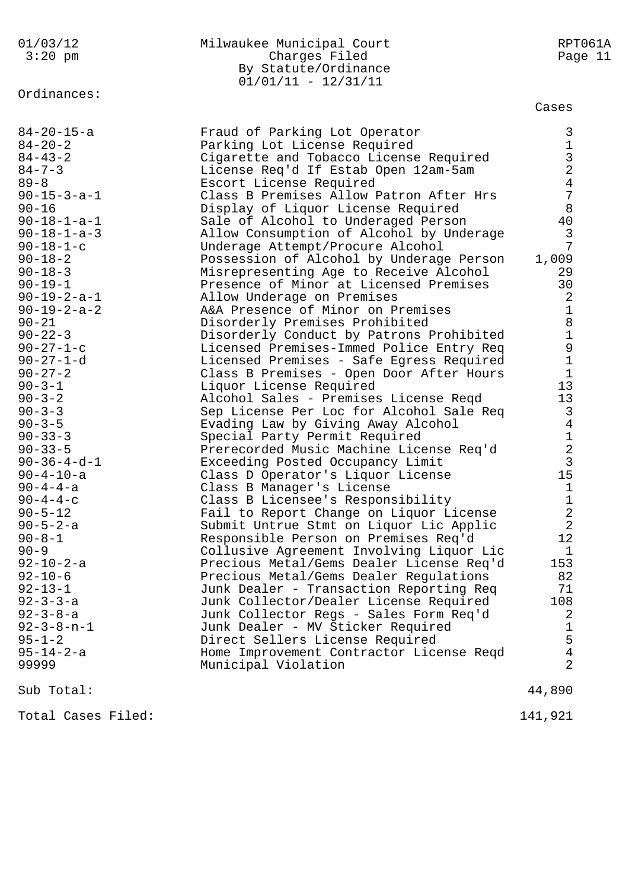Milwaukee Municipal Court
Charges Filed
By Statute/Ordinance
01/01/11 - 12/31/11

Ordinances:

| | | Cases |
|---|---|---|
| 84-20-15-a | Fraud of Parking Lot Operator | 3 |
| 84-20-2 | Parking Lot License Required | 1 |
| 84-43-2 | Cigarette and Tobacco License Required | 3 |
| 84-7-3 | License Req'd If Estab Open 12am-5am | 2 |
| 89-8 | Escort License Required | 4 |
| 90-15-3-a-1 | Class B Premises Allow Patron After Hrs | 7 |
| 90-16 | Display of Liquor License Required | 8 |
| 90-18-1-a-1 | Sale of Alcohol to Underaged Person | 40 |
| 90-18-1-a-3 | Allow Consumption of Alcohol by Underage | 3 |
| 90-18-1-c | Underage Attempt/Procure Alcohol | 7 |
| 90-18-2 | Possession of Alcohol by Underage Person | 1,009 |
| 90-18-3 | Misrepresenting Age to Receive Alcohol | 29 |
| 90-19-1 | Presence of Minor at Licensed Premises | 30 |
| 90-19-2-a-1 | Allow Underage on Premises | 2 |
| 90-19-2-a-2 | A&A Presence of Minor on Premises | 1 |
| 90-21 | Disorderly Premises Prohibited | 8 |
| 90-22-3 | Disorderly Conduct by Patrons Prohibited | 1 |
| 90-27-1-c | Licensed Premises-Immed Police Entry Req | 9 |
| 90-27-1-d | Licensed Premises - Safe Egress Required | 1 |
| 90-27-2 | Class B Premises - Open Door After Hours | 1 |
| 90-3-1 | Liquor License Required | 13 |
| 90-3-2 | Alcohol Sales - Premises License Reqd | 13 |
| 90-3-3 | Sep License Per Loc for Alcohol Sale Req | 3 |
| 90-3-5 | Evading Law by Giving Away Alcohol | 4 |
| 90-33-3 | Special Party Permit Required | 1 |
| 90-33-5 | Prerecorded Music Machine License Req'd | 2 |
| 90-36-4-d-1 | Exceeding Posted Occupancy Limit | 3 |
| 90-4-10-a | Class D Operator's Liquor License | 15 |
| 90-4-4-a | Class B Manager's License | 1 |
| 90-4-4-c | Class B Licensee's Responsibility | 1 |
| 90-5-12 | Fail to Report Change on Liquor License | 2 |
| 90-5-2-a | Submit Untrue Stmt on Liquor Lic Applic | 2 |
| 90-8-1 | Responsible Person on Premises Req'd | 12 |
| 90-9 | Collusive Agreement Involving Liquor Lic | 1 |
| 92-10-2-a | Precious Metal/Gems Dealer License Req'd | 153 |
| 92-10-6 | Precious Metal/Gems Dealer Regulations | 82 |
| 92-13-1 | Junk Dealer - Transaction Reporting Req | 71 |
| 92-3-3-a | Junk Collector/Dealer License Required | 108 |
| 92-3-8-a | Junk Collector Regs - Sales Form Req'd | 2 |
| 92-3-8-n-1 | Junk Dealer - MV Sticker Required | 1 |
| 95-1-2 | Direct Sellers License Required | 5 |
| 95-14-2-a | Home Improvement Contractor License Reqd | 4 |
| 99999 | Municipal Violation | 2 |
| Sub Total: | | 44,890 |
| Total Cases Filed: | | 141,921 |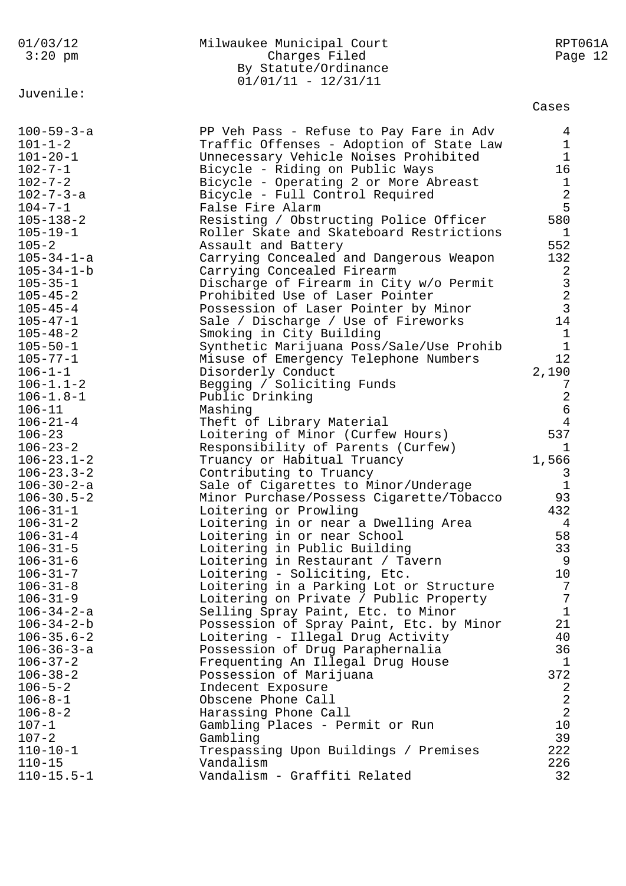Milwaukee Municipal Court
Charges Filed
By Statute/Ordinance
01/01/11 - 12/31/11

Juvenile:

| Statute/Ordinance | Description | Cases |
|---|---|---|
| 100-59-3-a | PP Veh Pass - Refuse to Pay Fare in Adv | 4 |
| 101-1-2 | Traffic Offenses - Adoption of State Law | 1 |
| 101-20-1 | Unnecessary Vehicle Noises Prohibited | 1 |
| 102-7-1 | Bicycle - Riding on Public Ways | 16 |
| 102-7-2 | Bicycle - Operating 2 or More Abreast | 1 |
| 102-7-3-a | Bicycle - Full Control Required | 2 |
| 104-7-1 | False Fire Alarm | 5 |
| 105-138-2 | Resisting / Obstructing Police Officer | 580 |
| 105-19-1 | Roller Skate and Skateboard Restrictions | 1 |
| 105-2 | Assault and Battery | 552 |
| 105-34-1-a | Carrying Concealed and Dangerous Weapon | 132 |
| 105-34-1-b | Carrying Concealed Firearm | 2 |
| 105-35-1 | Discharge of Firearm in City w/o Permit | 3 |
| 105-45-2 | Prohibited Use of Laser Pointer | 2 |
| 105-45-4 | Possession of Laser Pointer by Minor | 3 |
| 105-47-1 | Sale / Discharge / Use of Fireworks | 14 |
| 105-48-2 | Smoking in City Building | 1 |
| 105-50-1 | Synthetic Marijuana Poss/Sale/Use Prohib | 1 |
| 105-77-1 | Misuse of Emergency Telephone Numbers | 12 |
| 106-1-1 | Disorderly Conduct | 2,190 |
| 106-1.1-2 | Begging / Soliciting Funds | 7 |
| 106-1.8-1 | Public Drinking | 2 |
| 106-11 | Mashing | 6 |
| 106-21-4 | Theft of Library Material | 4 |
| 106-23 | Loitering of Minor (Curfew Hours) | 537 |
| 106-23-2 | Responsibility of Parents (Curfew) | 1 |
| 106-23.1-2 | Truancy or Habitual Truancy | 1,566 |
| 106-23.3-2 | Contributing to Truancy | 3 |
| 106-30-2-a | Sale of Cigarettes to Minor/Underage | 1 |
| 106-30.5-2 | Minor Purchase/Possess Cigarette/Tobacco | 93 |
| 106-31-1 | Loitering or Prowling | 432 |
| 106-31-2 | Loitering in or near a Dwelling Area | 4 |
| 106-31-4 | Loitering in or near School | 58 |
| 106-31-5 | Loitering in Public Building | 33 |
| 106-31-6 | Loitering in Restaurant / Tavern | 9 |
| 106-31-7 | Loitering - Soliciting, Etc. | 10 |
| 106-31-8 | Loitering in a Parking Lot or Structure | 7 |
| 106-31-9 | Loitering on Private / Public Property | 7 |
| 106-34-2-a | Selling Spray Paint, Etc. to Minor | 1 |
| 106-34-2-b | Possession of Spray Paint, Etc. by Minor | 21 |
| 106-35.6-2 | Loitering - Illegal Drug Activity | 40 |
| 106-36-3-a | Possession of Drug Paraphernalia | 36 |
| 106-37-2 | Frequenting An Illegal Drug House | 1 |
| 106-38-2 | Possession of Marijuana | 372 |
| 106-5-2 | Indecent Exposure | 2 |
| 106-8-1 | Obscene Phone Call | 2 |
| 106-8-2 | Harassing Phone Call | 2 |
| 107-1 | Gambling Places - Permit or Run | 10 |
| 107-2 | Gambling | 39 |
| 110-10-1 | Trespassing Upon Buildings / Premises | 222 |
| 110-15 | Vandalism | 226 |
| 110-15.5-1 | Vandalism - Graffiti Related | 32 |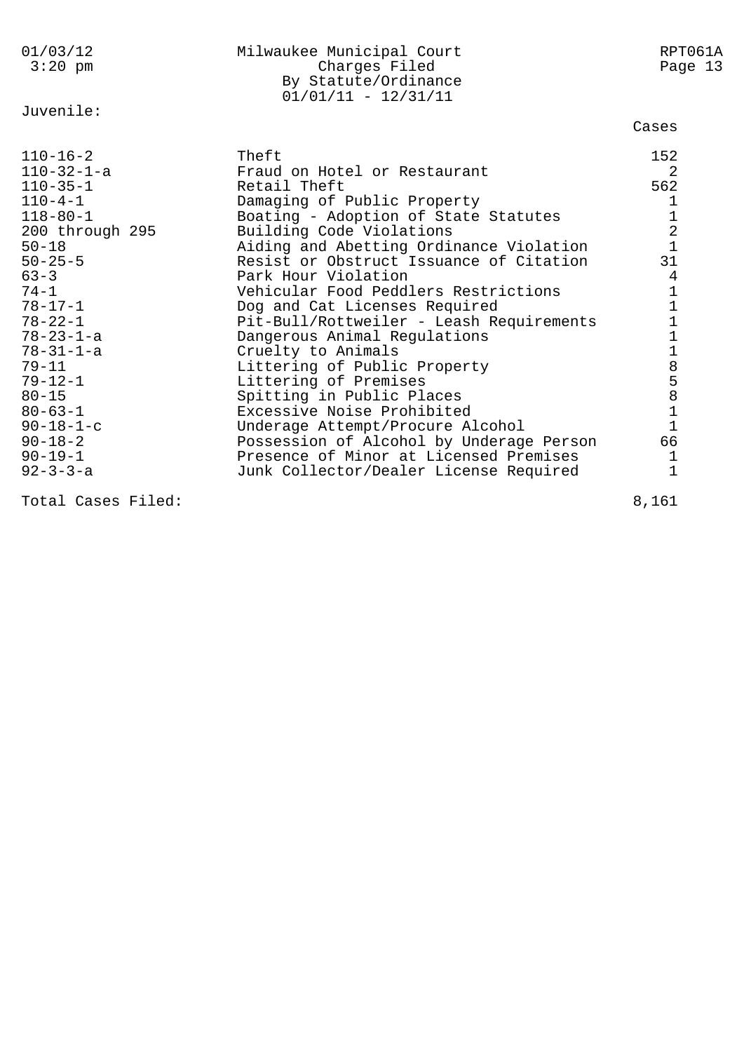Milwaukee Municipal Court
Charges Filed
By Statute/Ordinance
01/01/11 - 12/31/11

Juvenile:

| | | Cases |
|---|---|---|
| 110-16-2 | Theft | 152 |
| 110-32-1-a | Fraud on Hotel or Restaurant | 2 |
| 110-35-1 | Retail Theft | 562 |
| 110-4-1 | Damaging of Public Property | 1 |
| 118-80-1 | Boating - Adoption of State Statutes | 1 |
| 200 through 295 | Building Code Violations | 2 |
| 50-18 | Aiding and Abetting Ordinance Violation | 1 |
| 50-25-5 | Resist or Obstruct Issuance of Citation | 31 |
| 63-3 | Park Hour Violation | 4 |
| 74-1 | Vehicular Food Peddlers Restrictions | 1 |
| 78-17-1 | Dog and Cat Licenses Required | 1 |
| 78-22-1 | Pit-Bull/Rottweiler - Leash Requirements | 1 |
| 78-23-1-a | Dangerous Animal Regulations | 1 |
| 78-31-1-a | Cruelty to Animals | 1 |
| 79-11 | Littering of Public Property | 8 |
| 79-12-1 | Littering of Premises | 5 |
| 80-15 | Spitting in Public Places | 8 |
| 80-63-1 | Excessive Noise Prohibited | 1 |
| 90-18-1-c | Underage Attempt/Procure Alcohol | 1 |
| 90-18-2 | Possession of Alcohol by Underage Person | 66 |
| 90-19-1 | Presence of Minor at Licensed Premises | 1 |
| 92-3-3-a | Junk Collector/Dealer License Required | 1 |

Total Cases Filed: 8,161